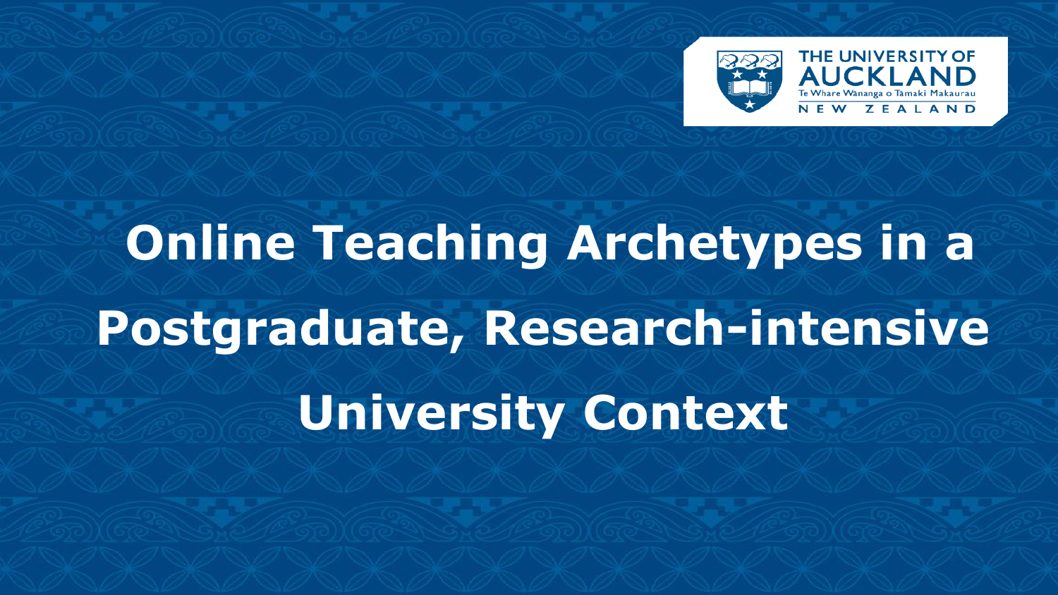THE UNIVERSITY OF AUCKLAND
Te Whare Wānanga o Tāmaki Makaurau
NEW ZEALAND

# Online Teaching Archetypes in a Postgraduate, Research-intensive University Context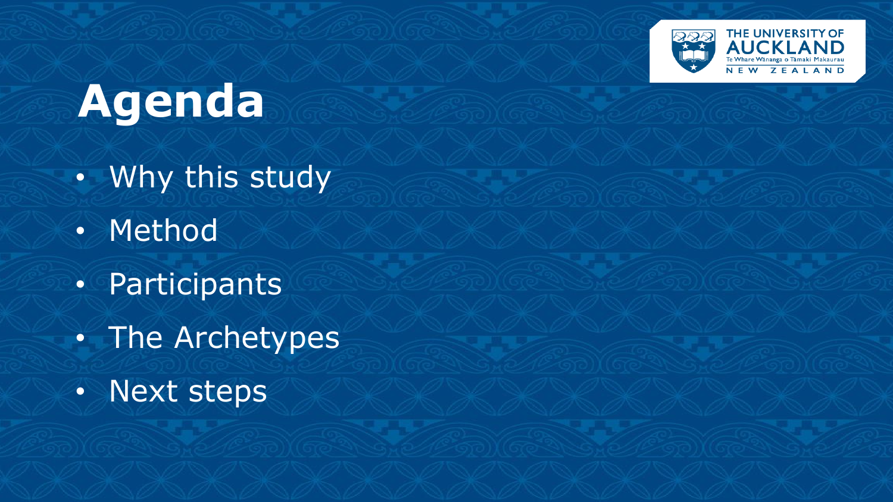# Agenda

- Why this study
- Method
- Participants
- The Archetypes
- Next steps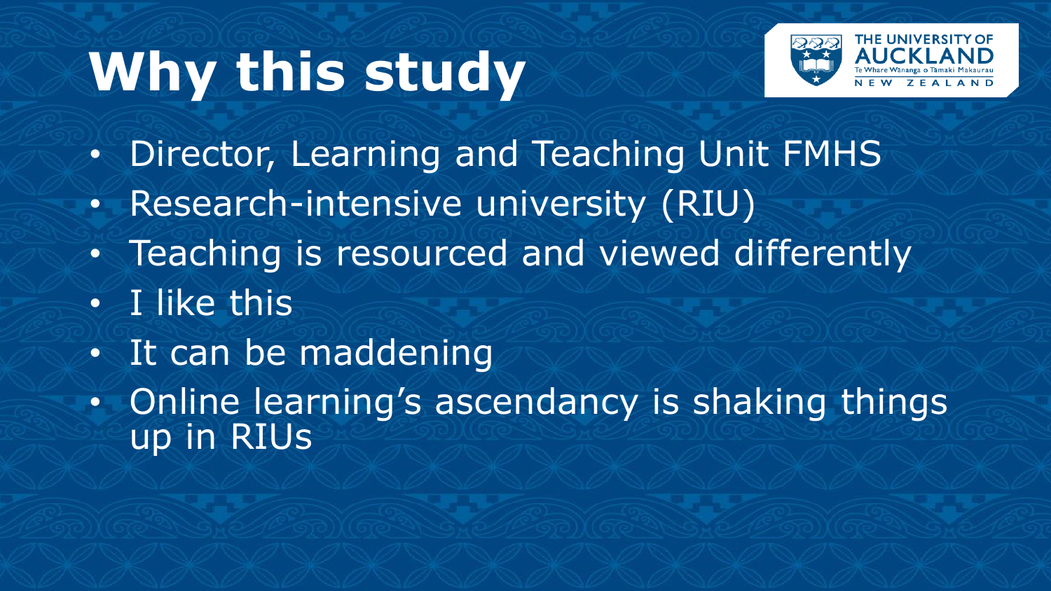# Why this study

- Director, Learning and Teaching Unit FMHS
- Research-intensive university (RIU)
- Teaching is resourced and viewed differently
- I like this
- It can be maddening
- Online learning's ascendancy is shaking things up in RIUs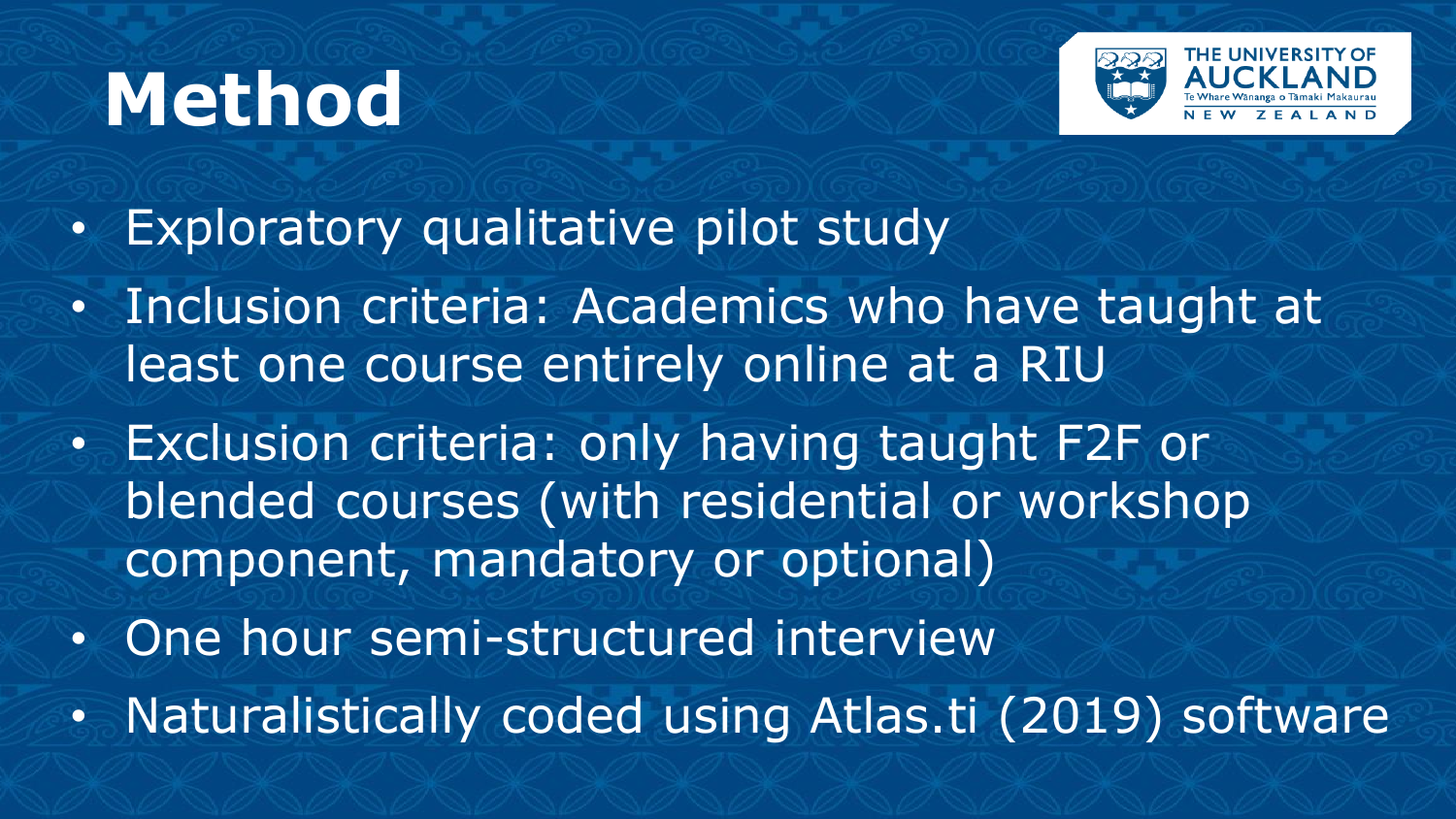# Method

- Exploratory qualitative pilot study
- Inclusion criteria: Academics who have taught at least one course entirely online at a RIU
- Exclusion criteria: only having taught F2F or blended courses (with residential or workshop component, mandatory or optional)
- One hour semi-structured interview
- Naturalistically coded using Atlas.ti (2019) software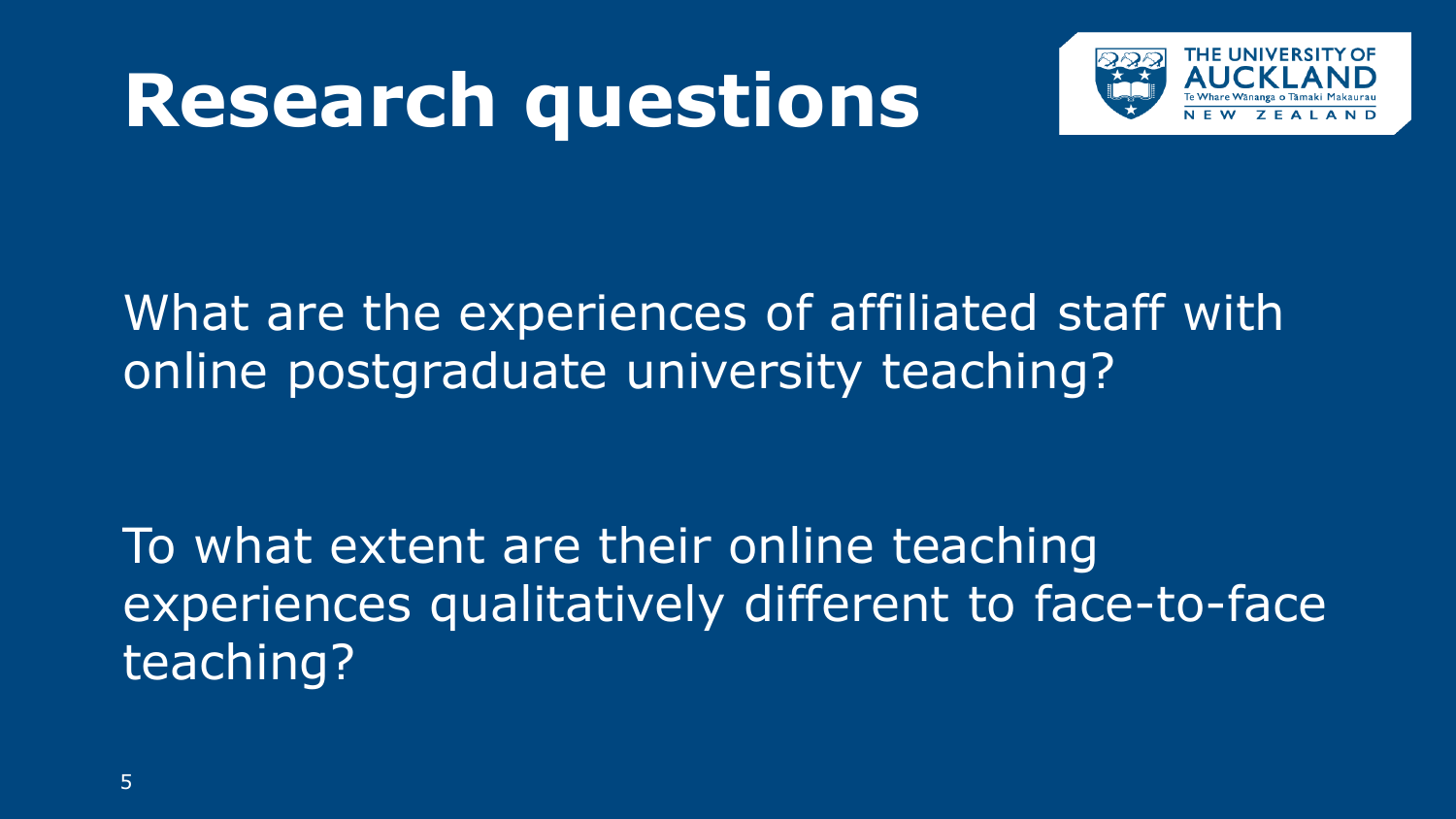# Research questions

What are the experiences of affiliated staff with online postgraduate university teaching?

To what extent are their online teaching experiences qualitatively different to face-to-face teaching?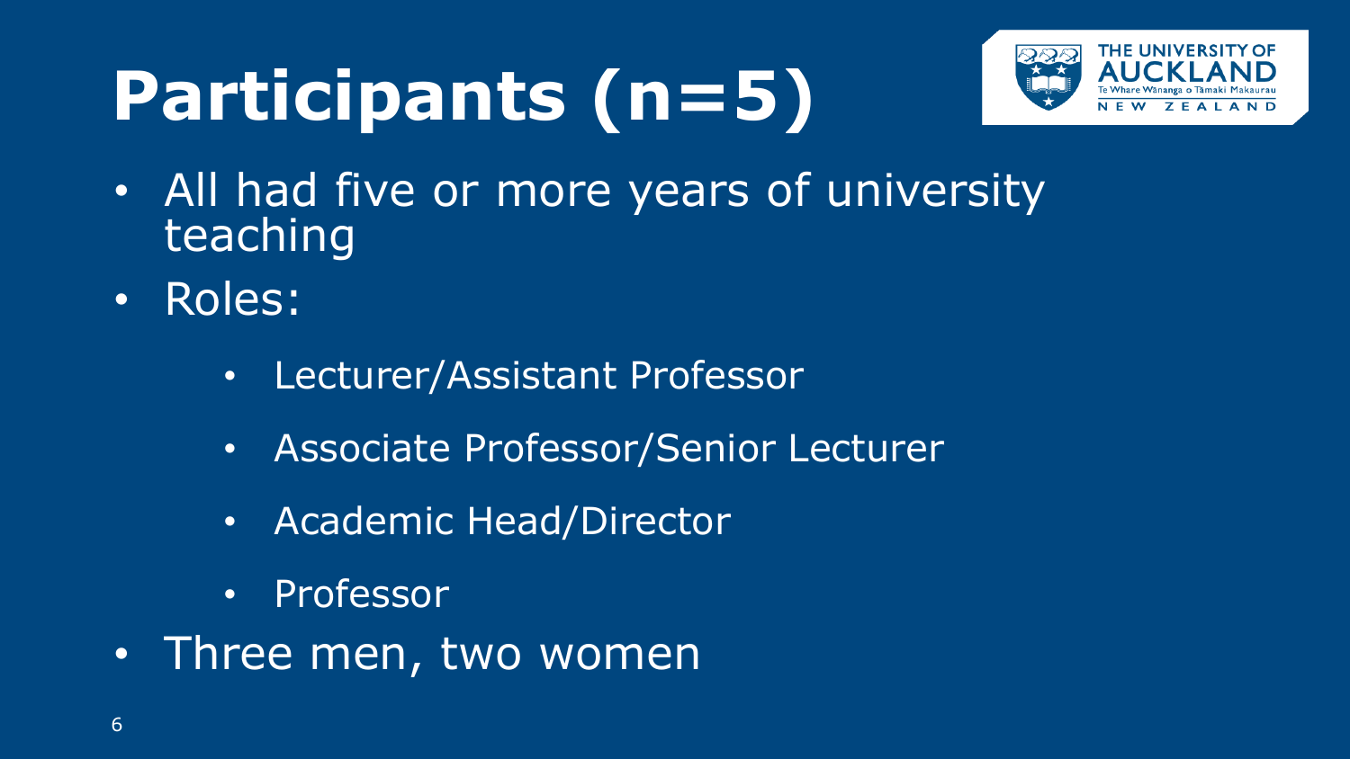# Participants (n=5)

- All had five or more years of university teaching
- Roles:
    - Lecturer/Assistant Professor
    - Associate Professor/Senior Lecturer
    - Academic Head/Director
    - Professor
- Three men, two women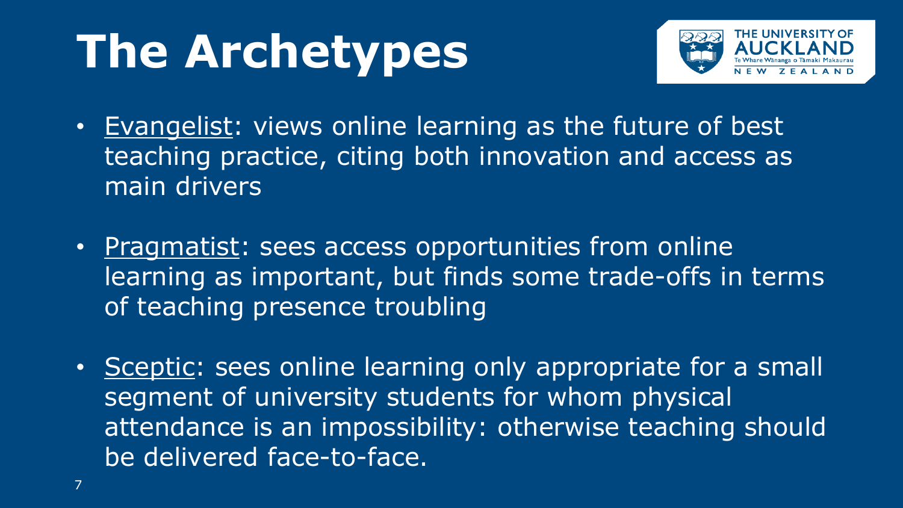# The Archetypes

- Evangelist: views online learning as the future of best teaching practice, citing both innovation and access as main drivers
- Pragmatist: sees access opportunities from online learning as important, but finds some trade-offs in terms of teaching presence troubling
- Sceptic: sees online learning only appropriate for a small segment of university students for whom physical attendance is an impossibility: otherwise teaching should be delivered face-to-face.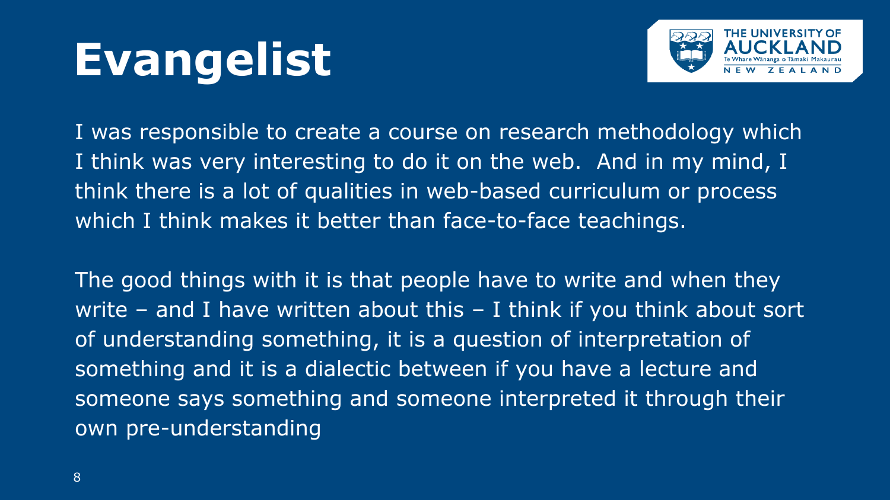# Evangelist

I was responsible to create a course on research methodology which I think was very interesting to do it on the web. And in my mind, I think there is a lot of qualities in web-based curriculum or process which I think makes it better than face-to-face teachings.

The good things with it is that people have to write and when they write – and I have written about this – I think if you think about sort of understanding something, it is a question of interpretation of something and it is a dialectic between if you have a lecture and someone says something and someone interpreted it through their own pre-understanding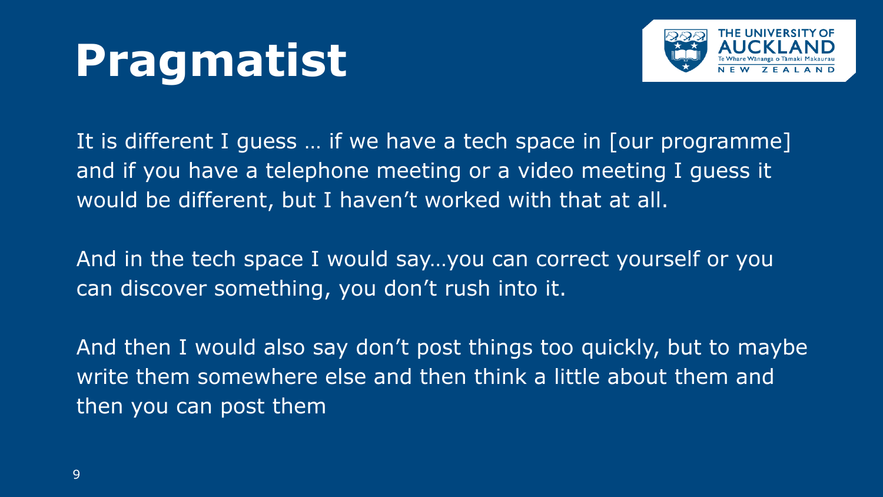# Pragmatist

It is different I guess … if we have a tech space in [our programme] and if you have a telephone meeting or a video meeting I guess it would be different, but I haven't worked with that at all.

And in the tech space I would say…you can correct yourself or you can discover something, you don't rush into it.

And then I would also say don't post things too quickly, but to maybe write them somewhere else and then think a little about them and then you can post them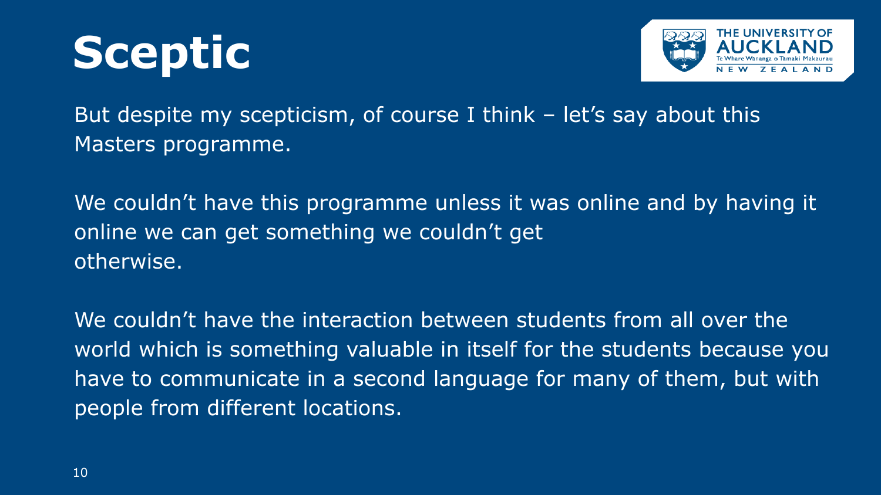# Sceptic

But despite my scepticism, of course I think – let's say about this Masters programme.

We couldn't have this programme unless it was online and by having it online we can get something we couldn't get otherwise.

We couldn't have the interaction between students from all over the world which is something valuable in itself for the students because you have to communicate in a second language for many of them, but with people from different locations.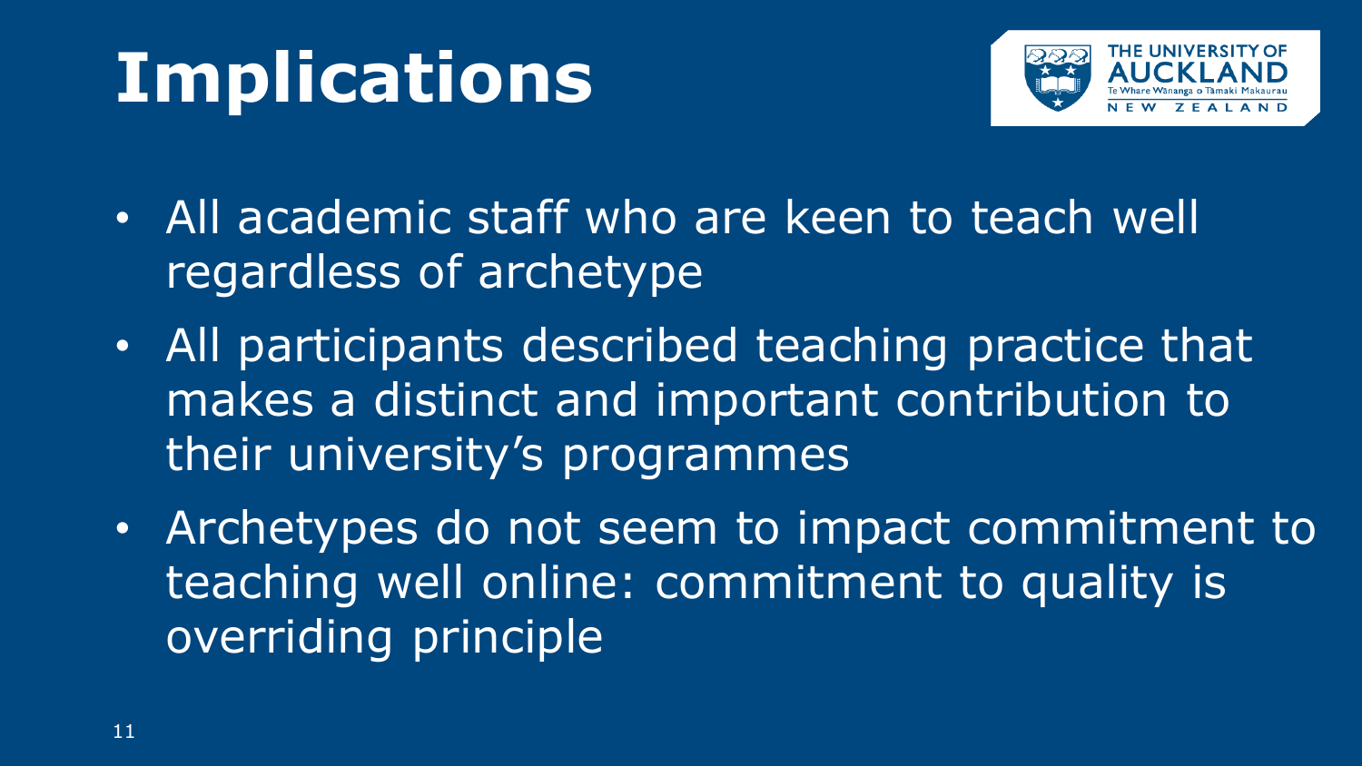# Implications

- All academic staff who are keen to teach well regardless of archetype
- All participants described teaching practice that makes a distinct and important contribution to their university's programmes
- Archetypes do not seem to impact commitment to teaching well online: commitment to quality is overriding principle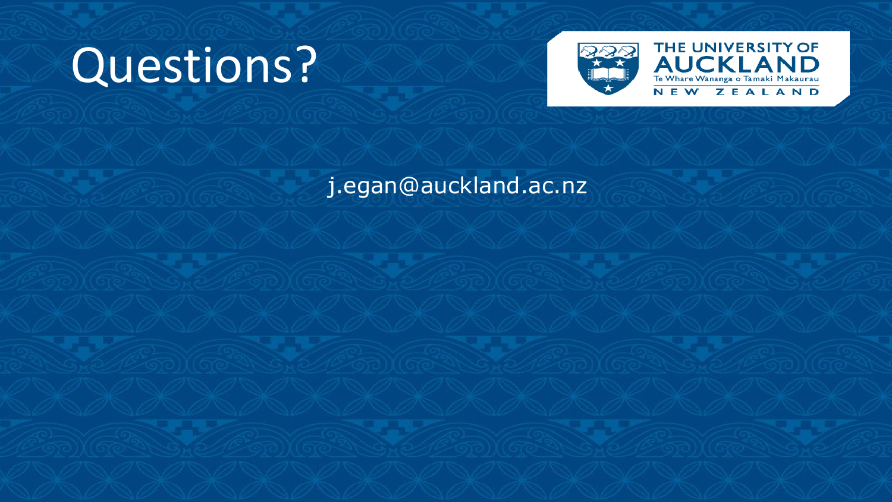# Questions?

THE UNIVERSITY OF AUCKLAND
Te Whare Wānanga o Tāmaki Makaurau
NEW ZEALAND

j.egan@auckland.ac.nz